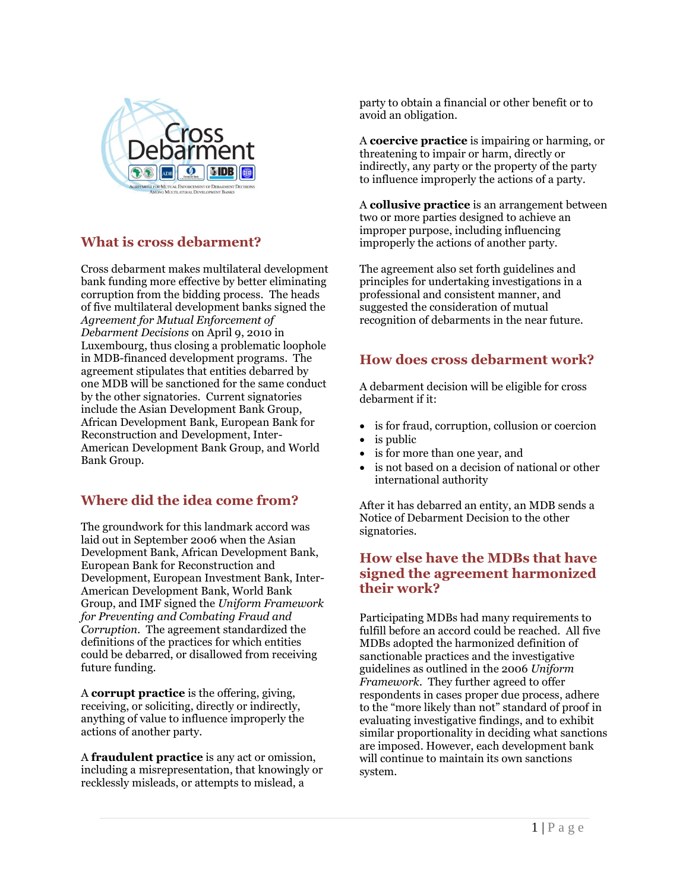Cross Debarment

AGREEMENT FOR MUTUAL ENFORCEMENT OF DEBARMENT DECISIONS AMONG MULTILATERAL DEVELOPMENT BANKS

## What is cross debarment?

Cross debarment makes multilateral development bank funding more effective by better eliminating corruption from the bidding process. The heads of five multilateral development banks signed the *Agreement for Mutual Enforcement of Debarment Decisions* on April 9, 2010 in Luxembourg, thus closing a problematic loophole in MDB-financed development programs. The agreement stipulates that entities debarred by one MDB will be sanctioned for the same conduct by the other signatories. Current signatories include the Asian Development Bank Group, African Development Bank, European Bank for Reconstruction and Development, Inter-American Development Bank Group, and World Bank Group.

## Where did the idea come from?

The groundwork for this landmark accord was laid out in September 2006 when the Asian Development Bank, African Development Bank, European Bank for Reconstruction and Development, European Investment Bank, Inter-American Development Bank, World Bank Group, and IMF signed the *Uniform Framework for Preventing and Combating Fraud and Corruption*. The agreement standardized the definitions of the practices for which entities could be debarred, or disallowed from receiving future funding.

A **corrupt practice** is the offering, giving, receiving, or soliciting, directly or indirectly, anything of value to influence improperly the actions of another party.

A **fraudulent practice** is any act or omission, including a misrepresentation, that knowingly or recklessly misleads, or attempts to mislead, a party to obtain a financial or other benefit or to avoid an obligation.

A **coercive practice** is impairing or harming, or threatening to impair or harm, directly or indirectly, any party or the property of the party to influence improperly the actions of a party.

A **collusive practice** is an arrangement between two or more parties designed to achieve an improper purpose, including influencing improperly the actions of another party.

The agreement also set forth guidelines and principles for undertaking investigations in a professional and consistent manner, and suggested the consideration of mutual recognition of debarments in the near future.

## How does cross debarment work?

A debarment decision will be eligible for cross debarment if it:

- is for fraud, corruption, collusion or coercion
- is public
- is for more than one year, and
- is not based on a decision of national or other international authority

After it has debarred an entity, an MDB sends a Notice of Debarment Decision to the other signatories.

## How else have the MDBs that have signed the agreement harmonized their work?

Participating MDBs had many requirements to fulfill before an accord could be reached. All five MDBs adopted the harmonized definition of sanctionable practices and the investigative guidelines as outlined in the 2006 *Uniform Framework*. They further agreed to offer respondents in cases proper due process, adhere to the "more likely than not" standard of proof in evaluating investigative findings, and to exhibit similar proportionality in deciding what sanctions are imposed. However, each development bank will continue to maintain its own sanctions system.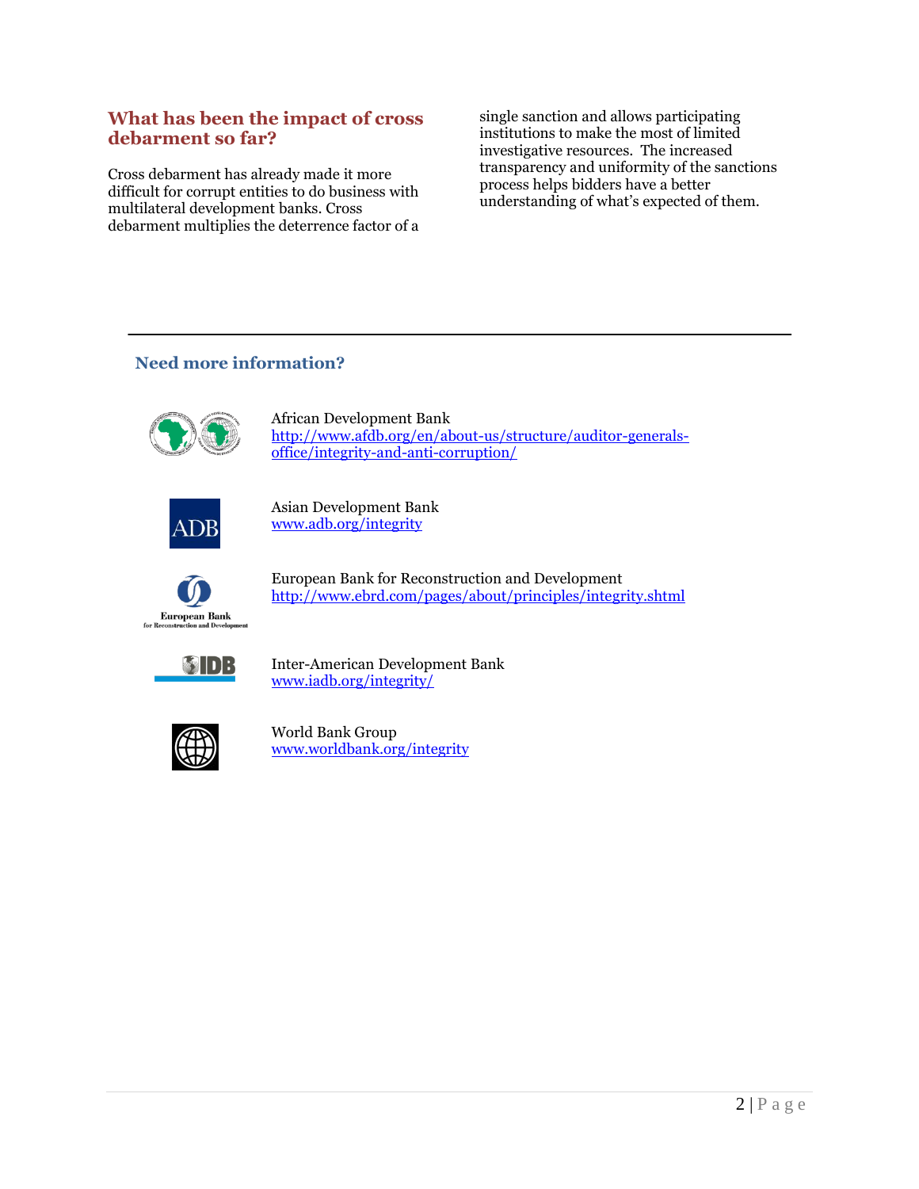## What has been the impact of cross debarment so far?

Cross debarment has already made it more difficult for corrupt entities to do business with multilateral development banks. Cross debarment multiplies the deterrence factor of a single sanction and allows participating institutions to make the most of limited investigative resources. The increased transparency and uniformity of the sanctions process helps bidders have a better understanding of what's expected of them.

---

### Need more information?

African Development Bank
http://www.afdb.org/en/about-us/structure/auditor-generals-office/integrity-and-anti-corruption/

Asian Development Bank
www.adb.org/integrity

European Bank for Reconstruction and Development
http://www.ebrd.com/pages/about/principles/integrity.shtml

Inter-American Development Bank
www.iadb.org/integrity/

World Bank Group
www.worldbank.org/integrity